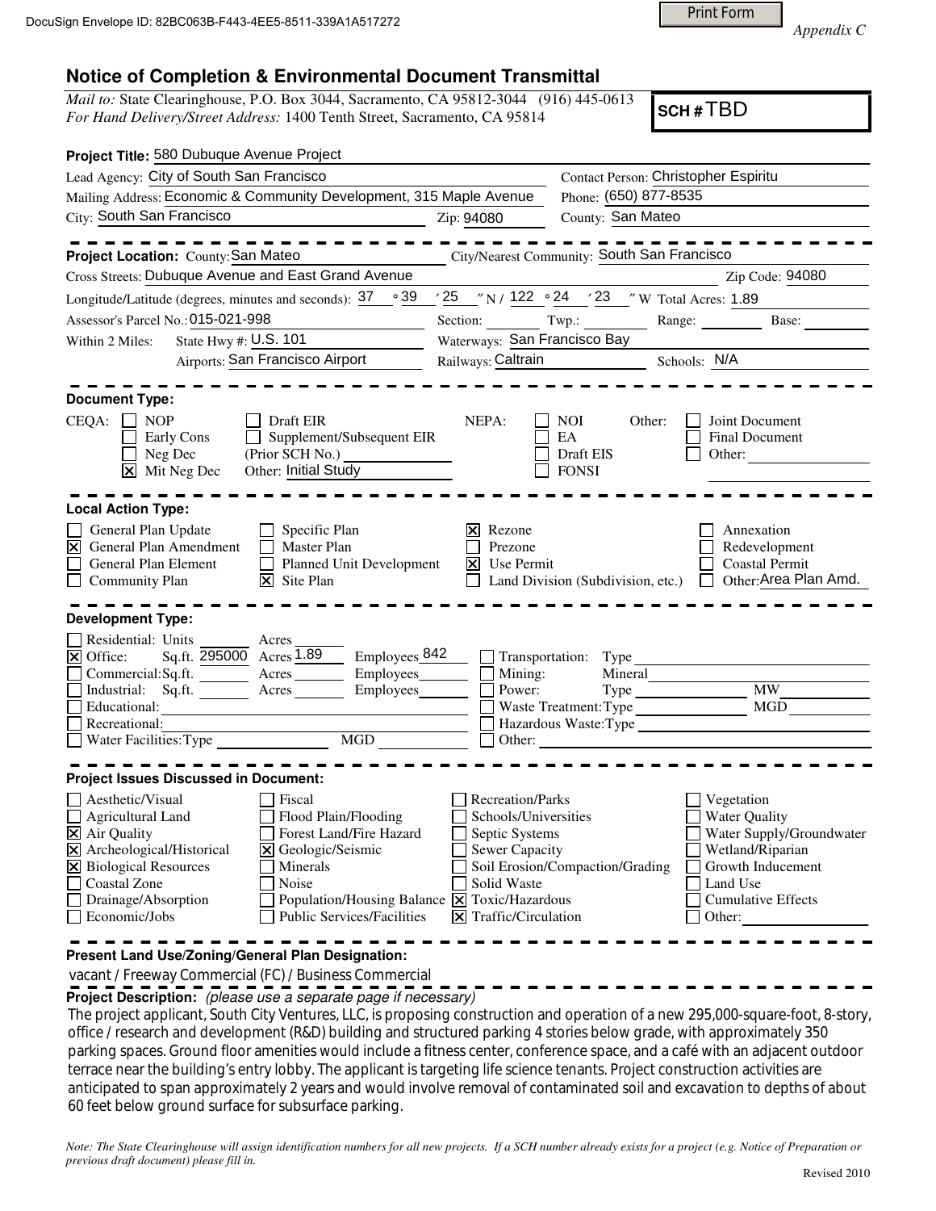DocuSign Envelope ID: 82BC063B-F443-4EE5-8511-339A1A517272

*Appendix C*

# Notice of Completion & Environmental Document Transmittal

*Mail to:* State Clearinghouse, P.O. Box 3044, Sacramento, CA 95812-3044 (916) 445-0613
*For Hand Delivery/Street Address:* 1400 Tenth Street, Sacramento, CA 95814

**SCH #** TBD

**Project Title:** 580 Dubuque Avenue Project

Lead Agency: City of South San Francisco — Contact Person: Christopher Espiritu

Mailing Address: Economic & Community Development, 315 Maple Avenue — Phone: (650) 877-8535

City: South San Francisco — Zip: 94080 — County: San Mateo

---

**Project Location:** County: San Mateo — City/Nearest Community: South San Francisco

Cross Streets: Dubuque Avenue and East Grand Avenue — Zip Code: 94080

Longitude/Latitude (degrees, minutes and seconds): 37 ° 39 ′ 25 ″ N / 122 ° 24 ′ 23 ″ W Total Acres: 1.89

Assessor's Parcel No.: 015-021-998 — Section: ___ Twp.: ___ Range: ___ Base: ___

Within 2 Miles: State Hwy #: U.S. 101 — Waterways: San Francisco Bay

Airports: San Francisco Airport — Railways: Caltrain — Schools: N/A

---

**Document Type:**

CEQA:
- [ ] NOP
- [ ] Early Cons
- [ ] Neg Dec
- [x] Mit Neg Dec
- [ ] Draft EIR
- [ ] Supplement/Subsequent EIR (Prior SCH No.) ___
- Other: Initial Study

NEPA:
- [ ] NOI
- [ ] EA
- [ ] Draft EIS
- [ ] FONSI

Other:
- [ ] Joint Document
- [ ] Final Document
- [ ] Other: ___

---

**Local Action Type:**

- [ ] General Plan Update
- [x] General Plan Amendment
- [ ] General Plan Element
- [ ] Community Plan
- [ ] Specific Plan
- [ ] Master Plan
- [ ] Planned Unit Development
- [x] Site Plan
- [x] Rezone
- [ ] Prezone
- [x] Use Permit
- [ ] Land Division (Subdivision, etc.)
- [ ] Annexation
- [ ] Redevelopment
- [ ] Coastal Permit
- [ ] Other: Area Plan Amd.

---

**Development Type:**

- [ ] Residential: Units ___ Acres ___
- [x] Office: Sq.ft. 295000 Acres 1.89 Employees 842
- [ ] Commercial: Sq.ft. ___ Acres ___ Employees ___
- [ ] Industrial: Sq.ft. ___ Acres ___ Employees ___
- [ ] Educational: ___
- [ ] Recreational: ___
- [ ] Water Facilities: Type ___ MGD ___
- [ ] Transportation: Type ___
- [ ] Mining: Mineral ___
- [ ] Power: Type ___ MW ___
- [ ] Waste Treatment: Type ___ MGD ___
- [ ] Hazardous Waste: Type ___
- [ ] Other: ___

---

**Project Issues Discussed in Document:**

- [ ] Aesthetic/Visual
- [ ] Agricultural Land
- [x] Air Quality
- [x] Archeological/Historical
- [x] Biological Resources
- [ ] Coastal Zone
- [ ] Drainage/Absorption
- [ ] Economic/Jobs
- [ ] Fiscal
- [ ] Flood Plain/Flooding
- [ ] Forest Land/Fire Hazard
- [x] Geologic/Seismic
- [ ] Minerals
- [ ] Noise
- [ ] Population/Housing Balance
- [ ] Public Services/Facilities
- [ ] Recreation/Parks
- [ ] Schools/Universities
- [ ] Septic Systems
- [ ] Sewer Capacity
- [ ] Soil Erosion/Compaction/Grading
- [ ] Solid Waste
- [x] Toxic/Hazardous
- [x] Traffic/Circulation
- [ ] Vegetation
- [ ] Water Quality
- [ ] Water Supply/Groundwater
- [ ] Wetland/Riparian
- [ ] Growth Inducement
- [ ] Land Use
- [ ] Cumulative Effects
- [ ] Other: ___

---

**Present Land Use/Zoning/General Plan Designation:**

vacant / Freeway Commercial (FC) / Business Commercial

**Project Description:** *(please use a separate page if necessary)*

The project applicant, South City Ventures, LLC, is proposing construction and operation of a new 295,000-square-foot, 8-story, office / research and development (R&D) building and structured parking 4 stories below grade, with approximately 350 parking spaces. Ground floor amenities would include a fitness center, conference space, and a café with an adjacent outdoor terrace near the building's entry lobby. The applicant is targeting life science tenants. Project construction activities are anticipated to span approximately 2 years and would involve removal of contaminated soil and excavation to depths of about 60 feet below ground surface for subsurface parking.

*Note: The State Clearinghouse will assign identification numbers for all new projects. If a SCH number already exists for a project (e.g. Notice of Preparation or previous draft document) please fill in.*

Revised 2010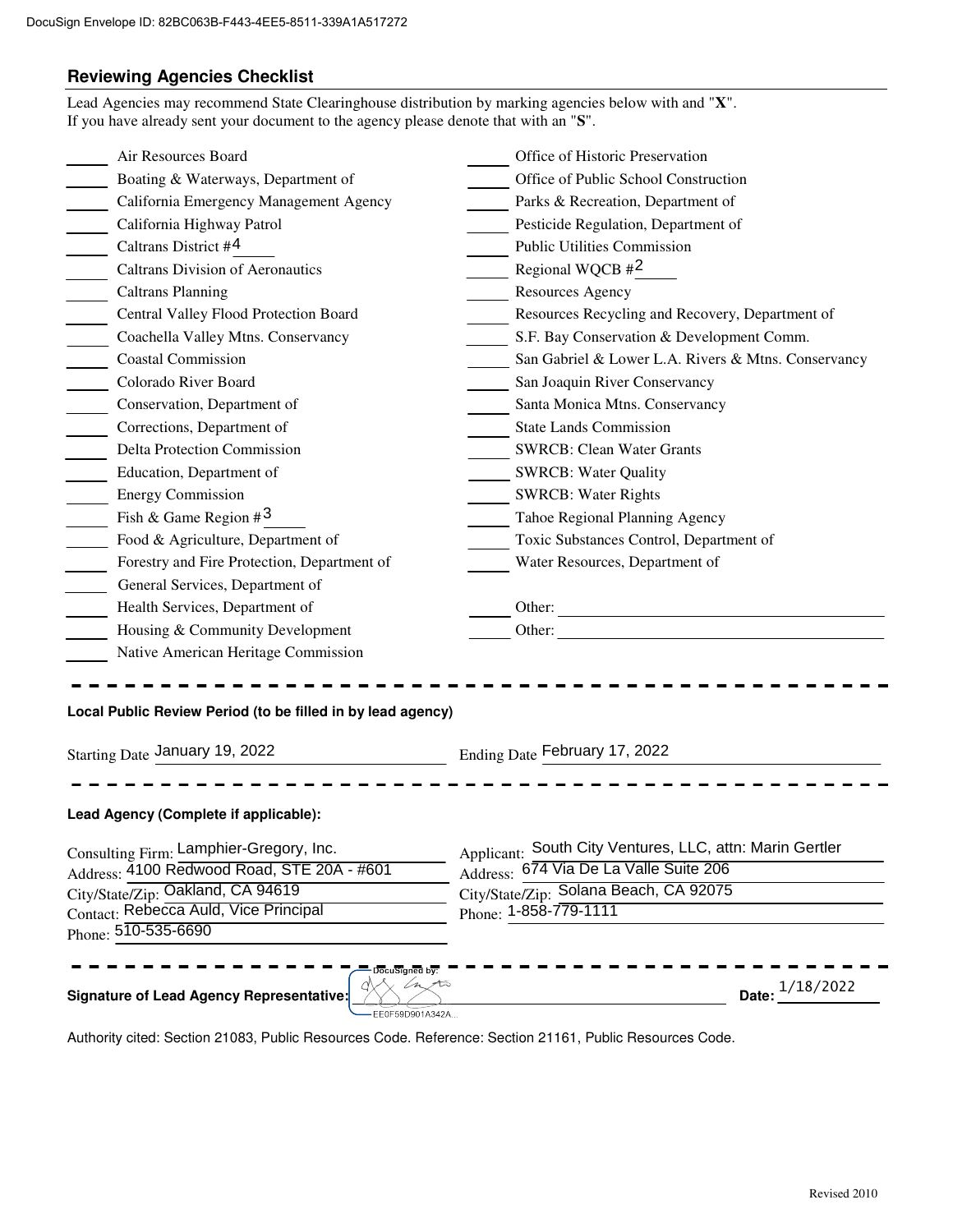DocuSign Envelope ID: 82BC063B-F443-4EE5-8511-339A1A517272

## Reviewing Agencies Checklist

Lead Agencies may recommend State Clearinghouse distribution by marking agencies below with and "**X**".
If you have already sent your document to the agency please denote that with an "**S**".

- _____ Air Resources Board
- _____ Boating & Waterways, Department of
- _____ California Emergency Management Agency
- _____ California Highway Patrol
- _____ Caltrans District #4
- _____ Caltrans Division of Aeronautics
- _____ Caltrans Planning
- _____ Central Valley Flood Protection Board
- _____ Coachella Valley Mtns. Conservancy
- _____ Coastal Commission
- _____ Colorado River Board
- _____ Conservation, Department of
- _____ Corrections, Department of
- _____ Delta Protection Commission
- _____ Education, Department of
- _____ Energy Commission
- _____ Fish & Game Region #3
- _____ Food & Agriculture, Department of
- _____ Forestry and Fire Protection, Department of
- _____ General Services, Department of
- _____ Health Services, Department of
- _____ Housing & Community Development
- _____ Native American Heritage Commission
- _____ Office of Historic Preservation
- _____ Office of Public School Construction
- _____ Parks & Recreation, Department of
- _____ Pesticide Regulation, Department of
- _____ Public Utilities Commission
- _____ Regional WQCB #2
- _____ Resources Agency
- _____ Resources Recycling and Recovery, Department of
- _____ S.F. Bay Conservation & Development Comm.
- _____ San Gabriel & Lower L.A. Rivers & Mtns. Conservancy
- _____ San Joaquin River Conservancy
- _____ Santa Monica Mtns. Conservancy
- _____ State Lands Commission
- _____ SWRCB: Clean Water Grants
- _____ SWRCB: Water Quality
- _____ SWRCB: Water Rights
- _____ Tahoe Regional Planning Agency
- _____ Toxic Substances Control, Department of
- _____ Water Resources, Department of
- _____ Other: _______________
- _____ Other: _______________

---

**Local Public Review Period (to be filled in by lead agency)**

Starting Date January 19, 2022 Ending Date February 17, 2022

---

**Lead Agency (Complete if applicable):**

Consulting Firm: Lamphier-Gregory, Inc.
Address: 4100 Redwood Road, STE 20A - #601
City/State/Zip: Oakland, CA 94619
Contact: Rebecca Auld, Vice Principal
Phone: 510-535-6690

Applicant: South City Ventures, LLC, attn: Marin Gertler
Address: 674 Via De La Valle Suite 206
City/State/Zip: Solana Beach, CA 92075
Phone: 1-858-779-1111

---

**Signature of Lead Agency Representative:** DocuSigned by: EE0F59D901A342A... **Date:** 1/18/2022

Authority cited: Section 21083, Public Resources Code. Reference: Section 21161, Public Resources Code.

Revised 2010